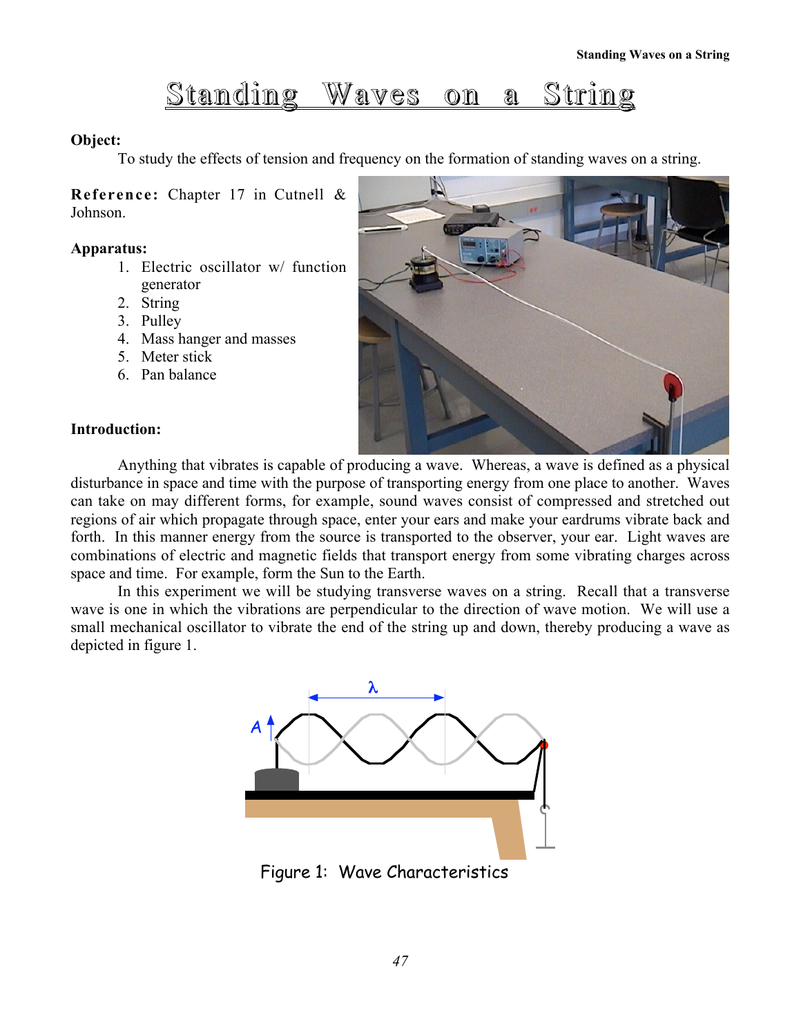# Standing Waves on a String

**Object:**

To study the effects of tension and frequency on the formation of standing waves on a string.

**Reference:** Chapter 17 in Cutnell & Johnson.

**Apparatus:**

1. Electric oscillator w/ function generator
2. String
3. Pulley
4. Mass hanger and masses
5. Meter stick
6. Pan balance

**Introduction:**

Anything that vibrates is capable of producing a wave. Whereas, a wave is defined as a physical disturbance in space and time with the purpose of transporting energy from one place to another. Waves can take on may different forms, for example, sound waves consist of compressed and stretched out regions of air which propagate through space, enter your ears and make your eardrums vibrate back and forth. In this manner energy from the source is transported to the observer, your ear. Light waves are combinations of electric and magnetic fields that transport energy from some vibrating charges across space and time. For example, form the Sun to the Earth.

In this experiment we will be studying transverse waves on a string. Recall that a transverse wave is one in which the vibrations are perpendicular to the direction of wave motion. We will use a small mechanical oscillator to vibrate the end of the string up and down, thereby producing a wave as depicted in figure 1.

Figure 1: Wave Characteristics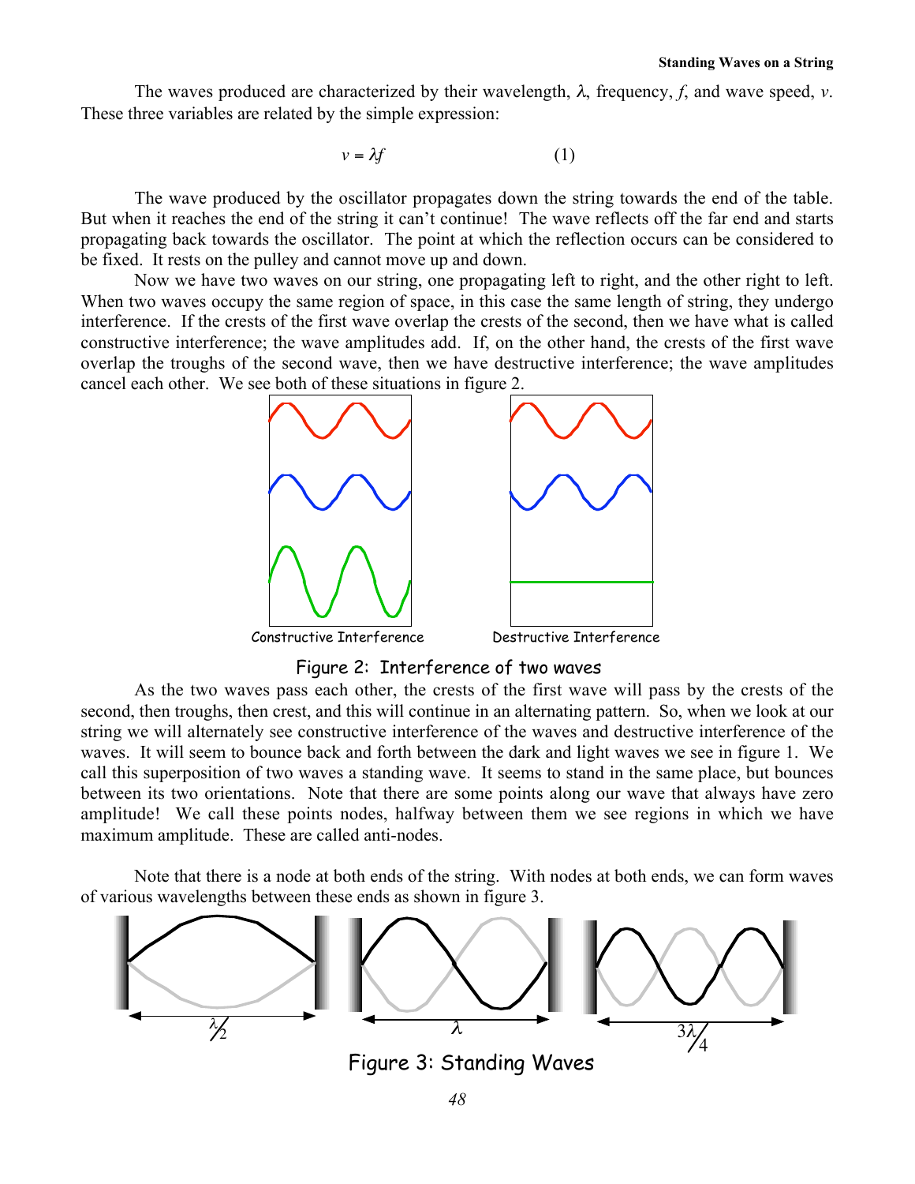The waves produced are characterized by their wavelength, $\lambda$, frequency, $f$, and wave speed, $v$. These three variables are related by the simple expression:

$$v = \lambda f \qquad (1)$$

The wave produced by the oscillator propagates down the string towards the end of the table. But when it reaches the end of the string it can't continue! The wave reflects off the far end and starts propagating back towards the oscillator. The point at which the reflection occurs can be considered to be fixed. It rests on the pulley and cannot move up and down.

Now we have two waves on our string, one propagating left to right, and the other right to left. When two waves occupy the same region of space, in this case the same length of string, they undergo interference. If the crests of the first wave overlap the crests of the second, then we have what is called constructive interference; the wave amplitudes add. If, on the other hand, the crests of the first wave overlap the troughs of the second wave, then we have destructive interference; the wave amplitudes cancel each other. We see both of these situations in figure 2.

Constructive Interference — Destructive Interference

Figure 2: Interference of two waves

As the two waves pass each other, the crests of the first wave will pass by the crests of the second, then troughs, then crest, and this will continue in an alternating pattern. So, when we look at our string we will alternately see constructive interference of the waves and destructive interference of the waves. It will seem to bounce back and forth between the dark and light waves we see in figure 1. We call this superposition of two waves a standing wave. It seems to stand in the same place, but bounces between its two orientations. Note that there are some points along our wave that always have zero amplitude! We call these points nodes, halfway between them we see regions in which we have maximum amplitude. These are called anti-nodes.

Note that there is a node at both ends of the string. With nodes at both ends, we can form waves of various wavelengths between these ends as shown in figure 3.

$\lambda/2$ — $\lambda$ — $3\lambda/4$

Figure 3: Standing Waves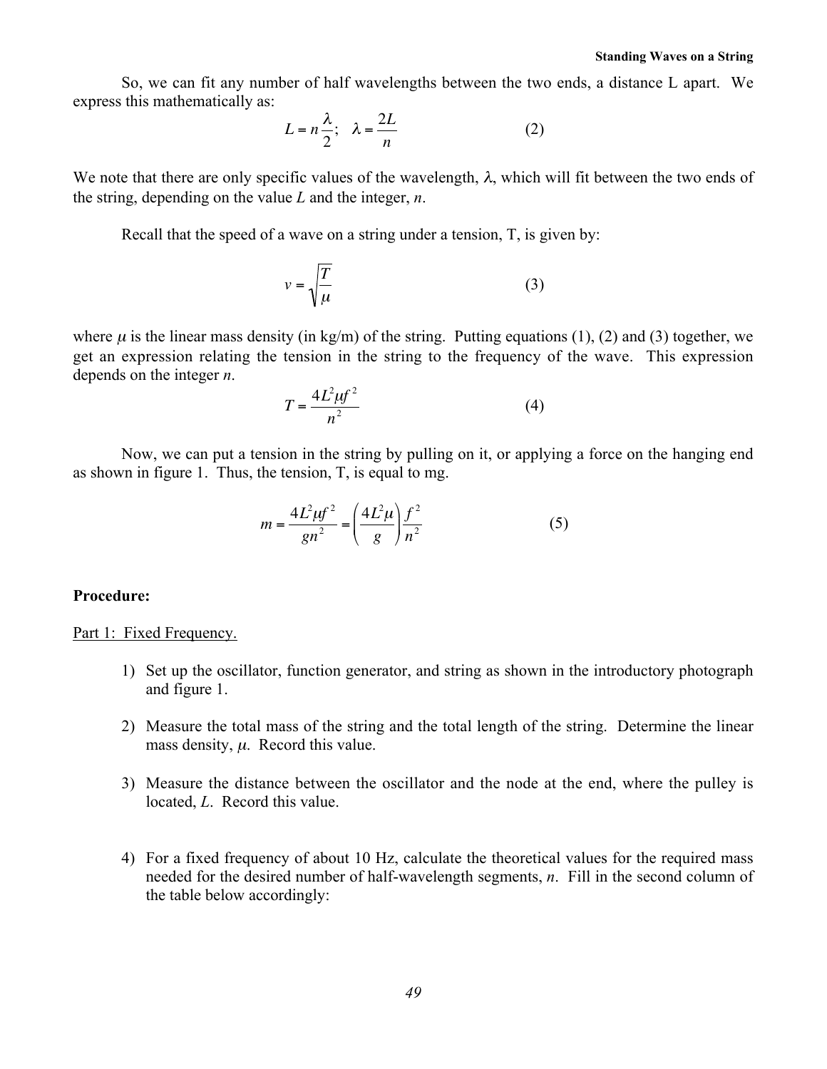So, we can fit any number of half wavelengths between the two ends, a distance L apart. We express this mathematically as:

$$L = n\frac{\lambda}{2}; \quad \lambda = \frac{2L}{n} \tag{2}$$

We note that there are only specific values of the wavelength, $\lambda$, which will fit between the two ends of the string, depending on the value $L$ and the integer, $n$.

Recall that the speed of a wave on a string under a tension, T, is given by:

$$v = \sqrt{\frac{T}{\mu}} \tag{3}$$

where $\mu$ is the linear mass density (in kg/m) of the string. Putting equations (1), (2) and (3) together, we get an expression relating the tension in the string to the frequency of the wave. This expression depends on the integer $n$.

$$T = \frac{4L^2\mu f^2}{n^2} \tag{4}$$

Now, we can put a tension in the string by pulling on it, or applying a force on the hanging end as shown in figure 1. Thus, the tension, T, is equal to mg.

$$m = \frac{4L^2\mu f^2}{gn^2} = \left(\frac{4L^2\mu}{g}\right)\frac{f^2}{n^2} \tag{5}$$

**Procedure:**

Part 1: Fixed Frequency.

1) Set up the oscillator, function generator, and string as shown in the introductory photograph and figure 1.

2) Measure the total mass of the string and the total length of the string. Determine the linear mass density, $\mu$. Record this value.

3) Measure the distance between the oscillator and the node at the end, where the pulley is located, $L$. Record this value.

4) For a fixed frequency of about 10 Hz, calculate the theoretical values for the required mass needed for the desired number of half-wavelength segments, $n$. Fill in the second column of the table below accordingly: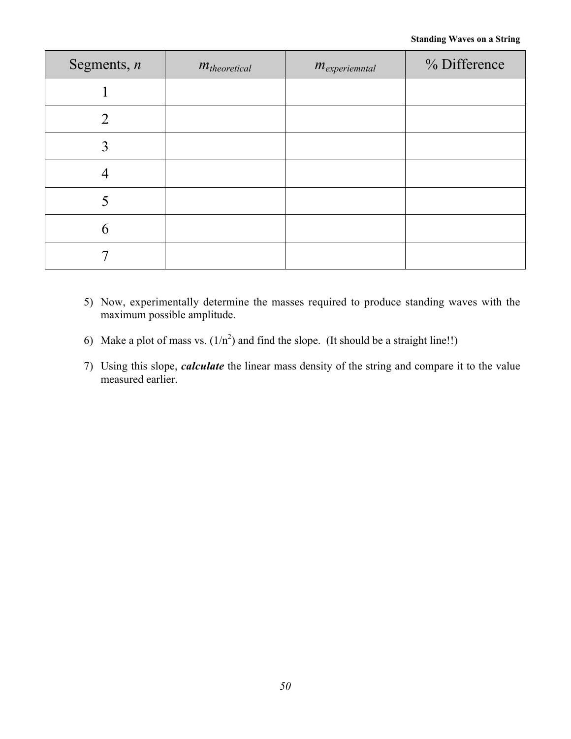| Segments, $n$ | $m_{theoretical}$ | $m_{experiemntal}$ | % Difference |
|---|---|---|---|
| 1 | | | |
| 2 | | | |
| 3 | | | |
| 4 | | | |
| 5 | | | |
| 6 | | | |
| 7 | | | |

5) Now, experimentally determine the masses required to produce standing waves with the maximum possible amplitude.

6) Make a plot of mass vs. $(1/n^2)$ and find the slope. (It should be a straight line!!)

7) Using this slope, ***calculate*** the linear mass density of the string and compare it to the value measured earlier.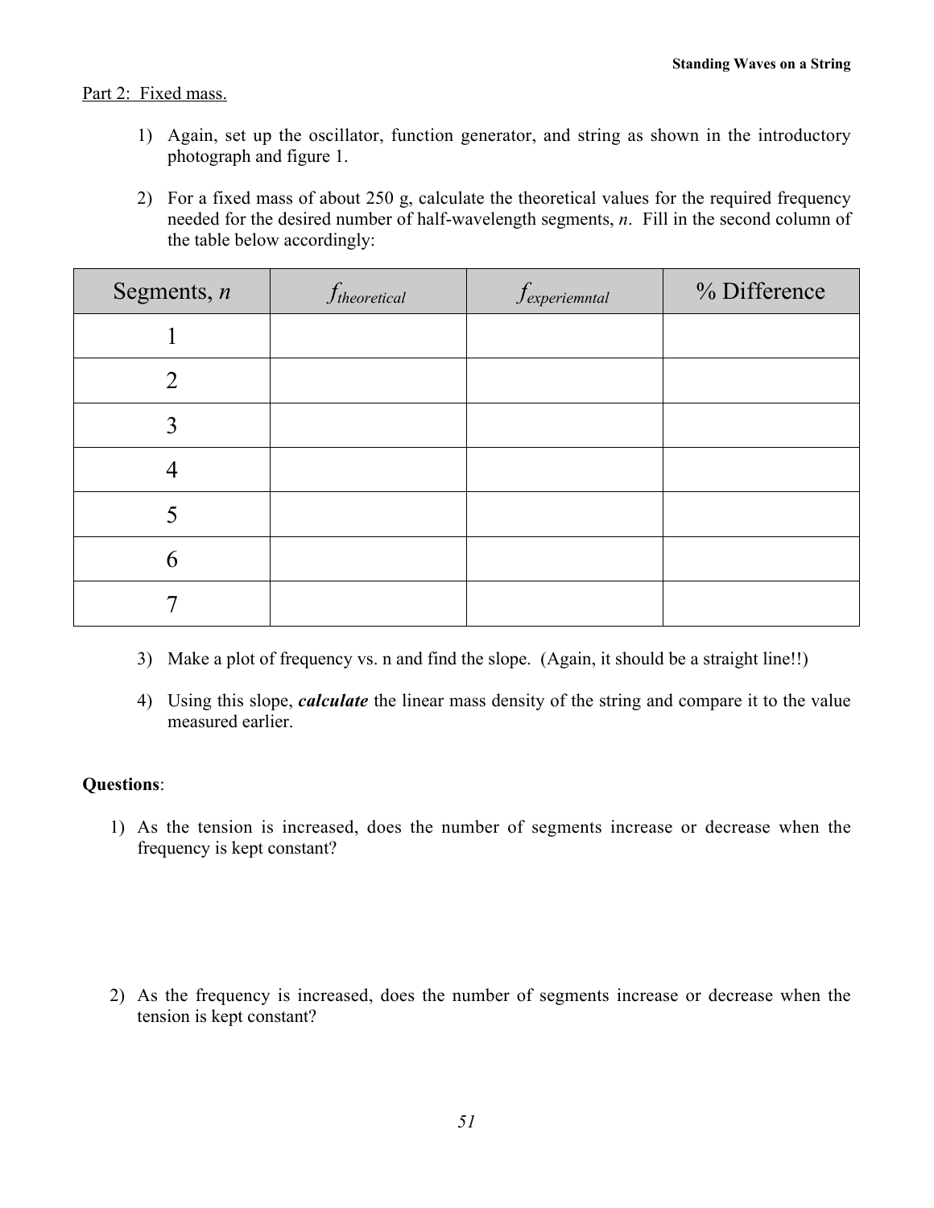Part 2: Fixed mass.

1) Again, set up the oscillator, function generator, and string as shown in the introductory photograph and figure 1.

2) For a fixed mass of about 250 g, calculate the theoretical values for the required frequency needed for the desired number of half-wavelength segments, *n*. Fill in the second column of the table below accordingly:

| Segments, *n* | $f_{theoretical}$ | $f_{experiemntal}$ | % Difference |
|---|---|---|---|
| 1 | | | |
| 2 | | | |
| 3 | | | |
| 4 | | | |
| 5 | | | |
| 6 | | | |
| 7 | | | |

3) Make a plot of frequency vs. n and find the slope. (Again, it should be a straight line!!)

4) Using this slope, ***calculate*** the linear mass density of the string and compare it to the value measured earlier.

**Questions**:

1) As the tension is increased, does the number of segments increase or decrease when the frequency is kept constant?

2) As the frequency is increased, does the number of segments increase or decrease when the tension is kept constant?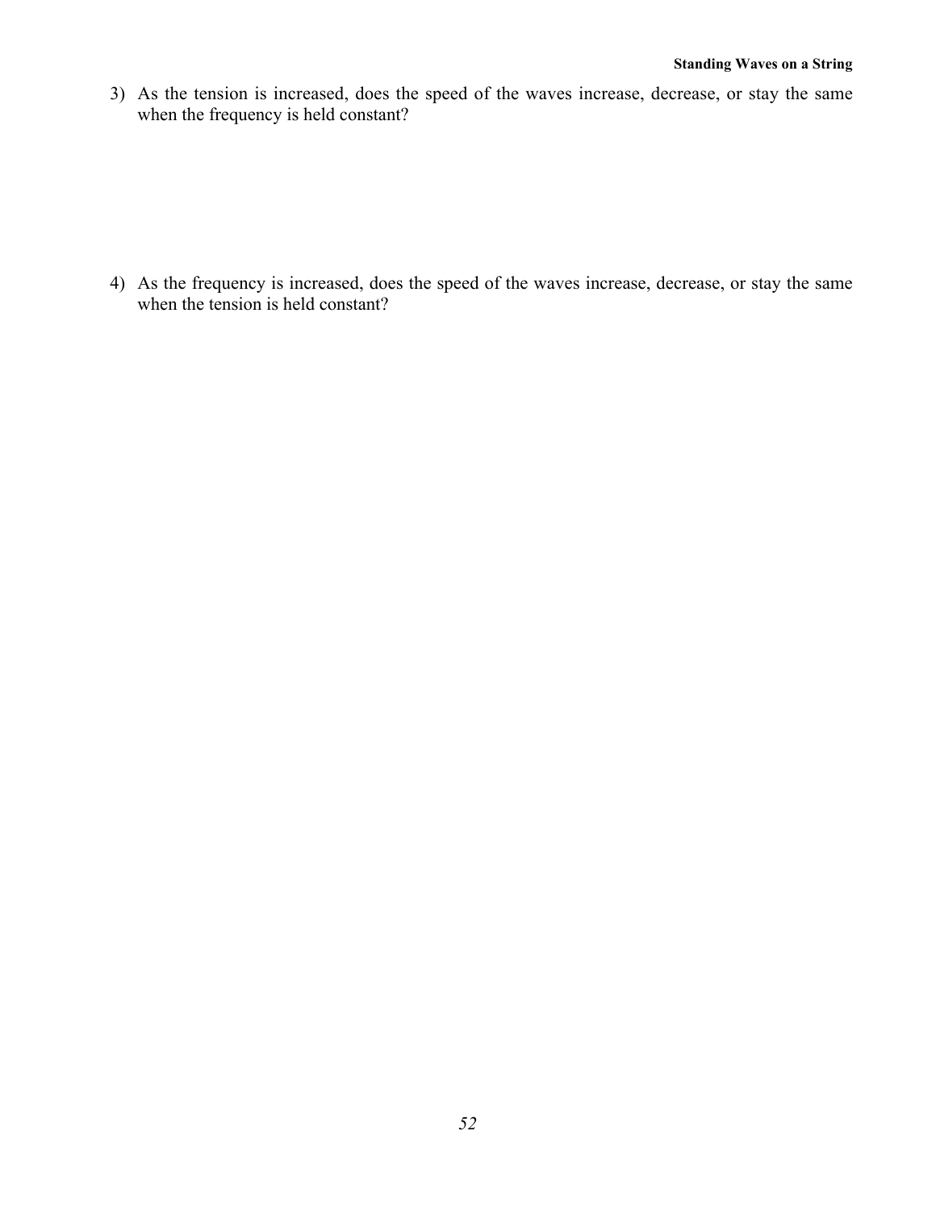3) As the tension is increased, does the speed of the waves increase, decrease, or stay the same when the frequency is held constant?

4) As the frequency is increased, does the speed of the waves increase, decrease, or stay the same when the tension is held constant?